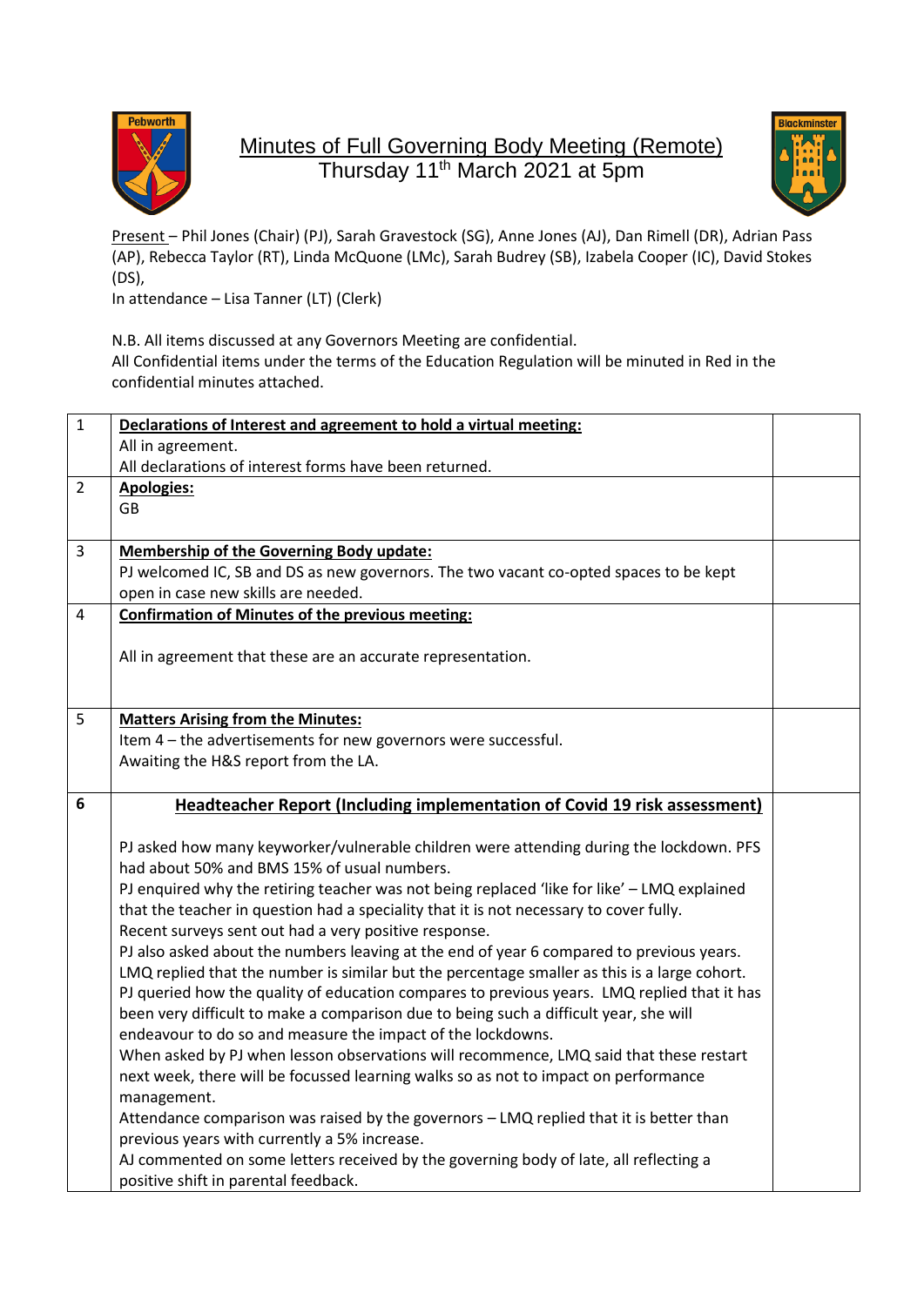# Minutes of Full Governing Body Meeting (Remote)

Thursday 11th March 2021 at 5pm

Present – Phil Jones (Chair) (PJ), Sarah Gravestock (SG), Anne Jones (AJ), Dan Rimell (DR), Adrian Pass (AP), Rebecca Taylor (RT), Linda McQuone (LMc), Sarah Budrey (SB), Izabela Cooper (IC), David Stokes (DS),

In attendance – Lisa Tanner (LT) (Clerk)

N.B. All items discussed at any Governors Meeting are confidential.
All Confidential items under the terms of the Education Regulation will be minuted in Red in the confidential minutes attached.

| | | |
|---|---|---|
| 1 | **Declarations of Interest and agreement to hold a virtual meeting:**<br>All in agreement.<br>All declarations of interest forms have been returned. | |
| 2 | **Apologies:**<br>GB | |
| 3 | **Membership of the Governing Body update:**<br>PJ welcomed IC, SB and DS as new governors. The two vacant co-opted spaces to be kept open in case new skills are needed. | |
| 4 | **Confirmation of Minutes of the previous meeting:**<br><br>All in agreement that these are an accurate representation. | |
| 5 | **Matters Arising from the Minutes:**<br>Item 4 – the advertisements for new governors were successful.<br>Awaiting the H&S report from the LA. | |
| 6 | **Headteacher Report (Including implementation of Covid 19 risk assessment)**<br><br>PJ asked how many keyworker/vulnerable children were attending during the lockdown. PFS had about 50% and BMS 15% of usual numbers.<br>PJ enquired why the retiring teacher was not being replaced 'like for like' – LMQ explained that the teacher in question had a speciality that it is not necessary to cover fully.<br>Recent surveys sent out had a very positive response.<br>PJ also asked about the numbers leaving at the end of year 6 compared to previous years. LMQ replied that the number is similar but the percentage smaller as this is a large cohort.<br>PJ queried how the quality of education compares to previous years. LMQ replied that it has been very difficult to make a comparison due to being such a difficult year, she will endeavour to do so and measure the impact of the lockdowns.<br>When asked by PJ when lesson observations will recommence, LMQ said that these restart next week, there will be focussed learning walks so as not to impact on performance management.<br>Attendance comparison was raised by the governors – LMQ replied that it is better than previous years with currently a 5% increase.<br>AJ commented on some letters received by the governing body of late, all reflecting a positive shift in parental feedback. | |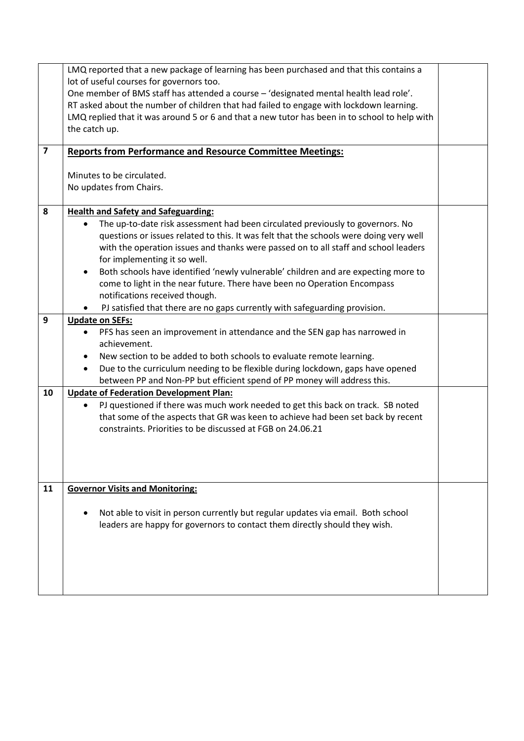| | | |
|---|---|---|
| | LMQ reported that a new package of learning has been purchased and that this contains a lot of useful courses for governors too.<br>One member of BMS staff has attended a course – 'designated mental health lead role'.<br>RT asked about the number of children that had failed to engage with lockdown learning.<br>LMQ replied that it was around 5 or 6 and that a new tutor has been in to school to help with the catch up. | |
| **7** | **<u>Reports from Performance and Resource Committee Meetings:</u>**<br><br>Minutes to be circulated.<br>No updates from Chairs. | |
| **8** | **<u>Health and Safety and Safeguarding:</u>**<br>• The up-to-date risk assessment had been circulated previously to governors. No questions or issues related to this. It was felt that the schools were doing very well with the operation issues and thanks were passed on to all staff and school leaders for implementing it so well.<br>• Both schools have identified 'newly vulnerable' children and are expecting more to come to light in the near future. There have been no Operation Encompass notifications received though.<br>• PJ satisfied that there are no gaps currently with safeguarding provision. | |
| **9** | **<u>Update on SEFs:</u>**<br>• PFS has seen an improvement in attendance and the SEN gap has narrowed in achievement.<br>• New section to be added to both schools to evaluate remote learning.<br>• Due to the curriculum needing to be flexible during lockdown, gaps have opened between PP and Non-PP but efficient spend of PP money will address this. | |
| **10** | **<u>Update of Federation Development Plan:</u>**<br>• PJ questioned if there was much work needed to get this back on track. SB noted that some of the aspects that GR was keen to achieve had been set back by recent constraints. Priorities to be discussed at FGB on 24.06.21 | |
| **11** | **<u>Governor Visits and Monitoring:</u>**<br><br>• Not able to visit in person currently but regular updates via email. Both school leaders are happy for governors to contact them directly should they wish. | |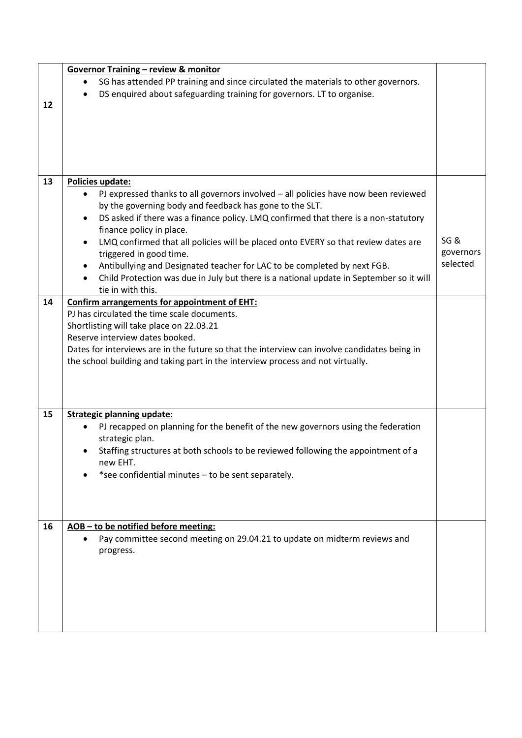| | | |
|---|---|---|
| 12 | **Governor Training – review & monitor**<br>• SG has attended PP training and since circulated the materials to other governors.<br>• DS enquired about safeguarding training for governors. LT to organise. | |
| 13 | **Policies update:**<br>• PJ expressed thanks to all governors involved – all policies have now been reviewed by the governing body and feedback has gone to the SLT.<br>• DS asked if there was a finance policy. LMQ confirmed that there is a non-statutory finance policy in place.<br>• LMQ confirmed that all policies will be placed onto EVERY so that review dates are triggered in good time.<br>• Antibullying and Designated teacher for LAC to be completed by next FGB.<br>• Child Protection was due in July but there is a national update in September so it will tie in with this. | SG & governors selected |
| 14 | **Confirm arrangements for appointment of EHT:**<br>PJ has circulated the time scale documents.<br>Shortlisting will take place on 22.03.21<br>Reserve interview dates booked.<br>Dates for interviews are in the future so that the interview can involve candidates being in the school building and taking part in the interview process and not virtually. | |
| 15 | **Strategic planning update:**<br>• PJ recapped on planning for the benefit of the new governors using the federation strategic plan.<br>• Staffing structures at both schools to be reviewed following the appointment of a new EHT.<br>• *see confidential minutes – to be sent separately. | |
| 16 | **AOB – to be notified before meeting:**<br>• Pay committee second meeting on 29.04.21 to update on midterm reviews and progress. | |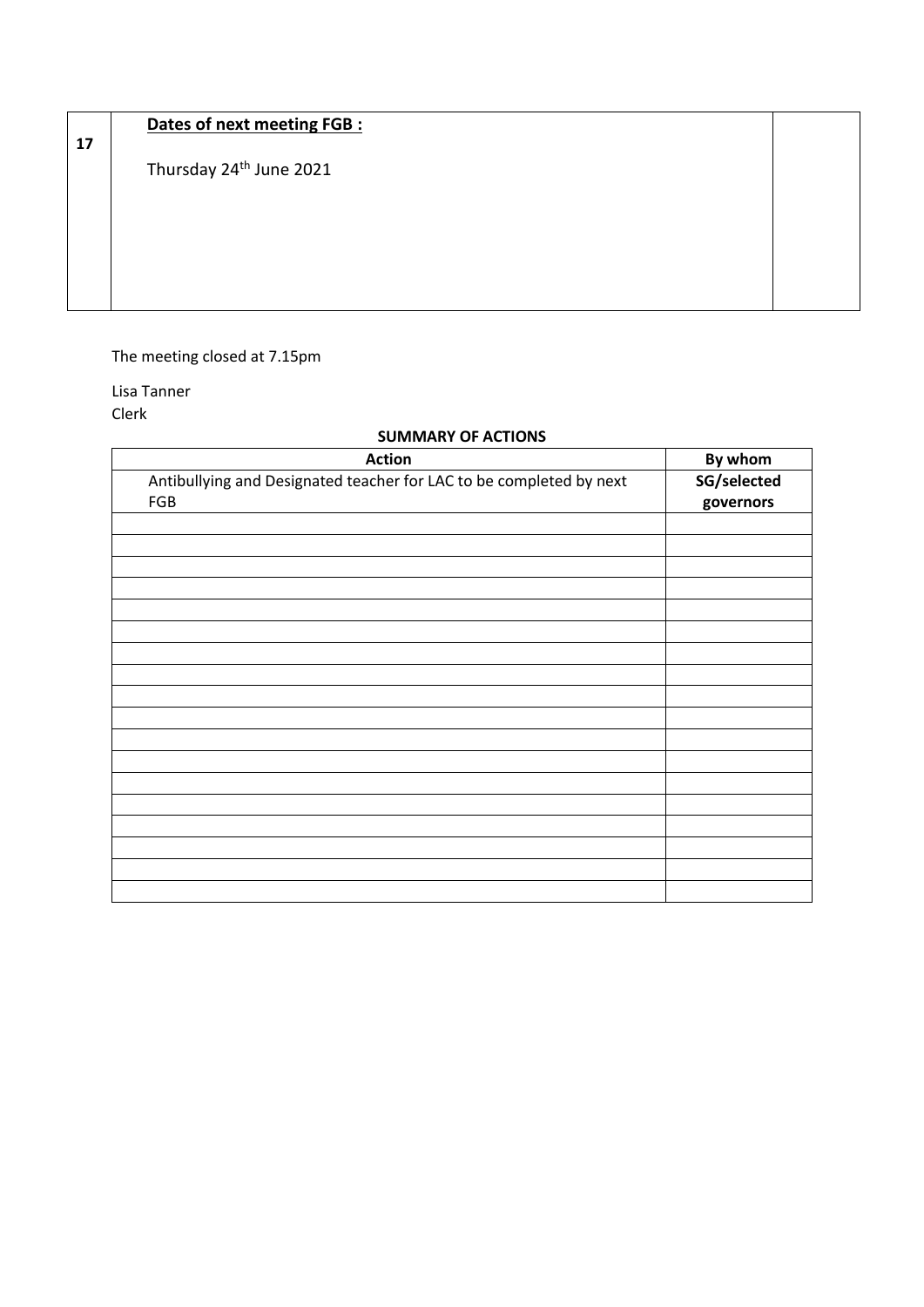| | | |
|---|---|---|
| 17 | **Dates of next meeting FGB :**<br><br>Thursday 24th June 2021 | |

The meeting closed at 7.15pm

Lisa Tanner
Clerk

**SUMMARY OF ACTIONS**

| Action | By whom |
|---|---|
| Antibullying and Designated teacher for LAC to be completed by next FGB | **SG/selected governors** |
| | |
| | |
| | |
| | |
| | |
| | |
| | |
| | |
| | |
| | |
| | |
| | |
| | |
| | |
| | |
| | |
| | |
| | |